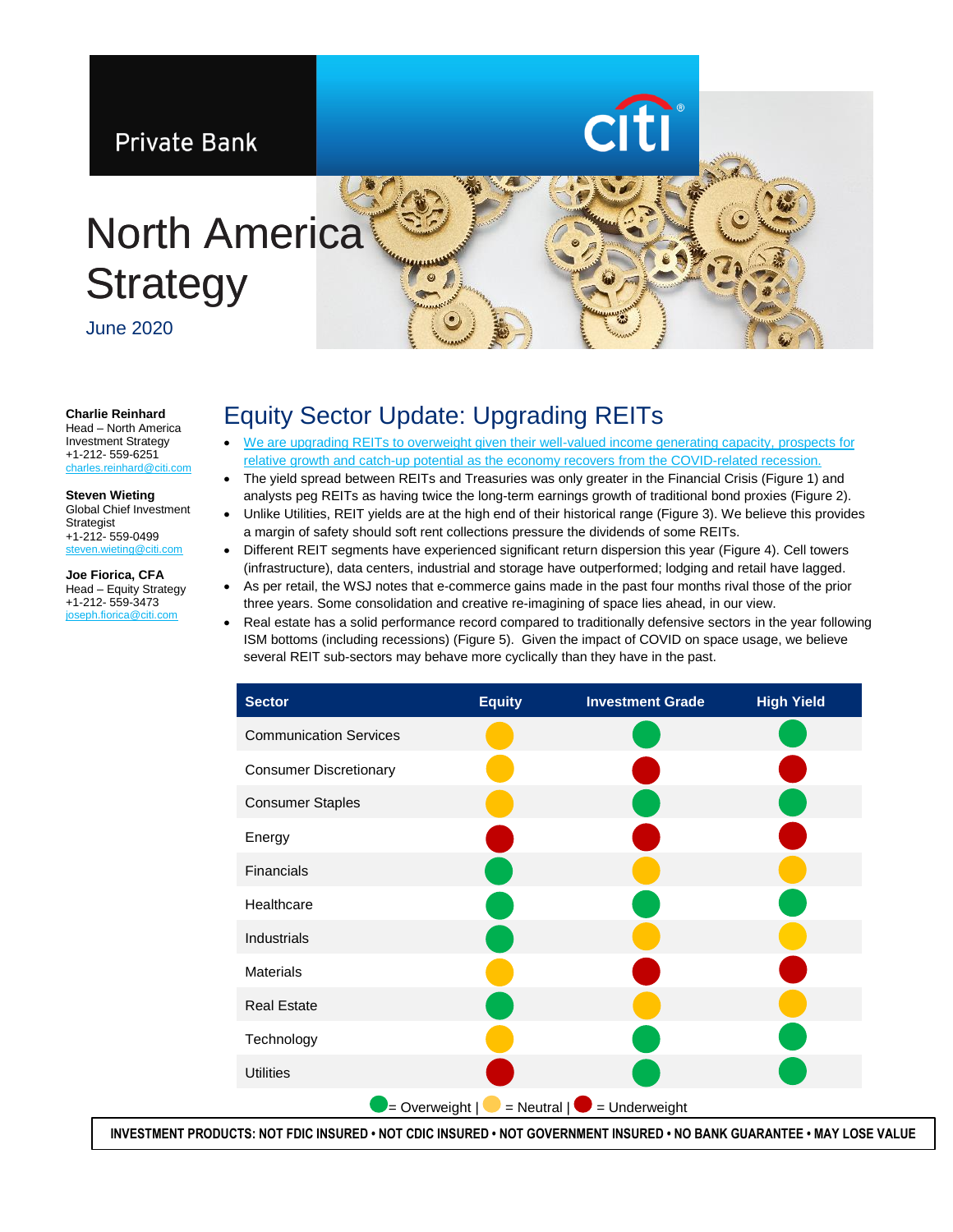Private Bank

# North America Strategy

June 2020

**Charlie Reinhard**
Head – North America Investment Strategy
+1-212- 559-6251
charles.reinhard@citi.com

**Steven Wieting**
Global Chief Investment Strategist
+1-212- 559-0499
steven.wieting@citi.com

**Joe Fiorica, CFA**
Head – Equity Strategy
+1-212- 559-3473
joseph.fiorica@citi.com

## Equity Sector Update: Upgrading REITs

- We are upgrading REITs to overweight given their well-valued income generating capacity, prospects for relative growth and catch-up potential as the economy recovers from the COVID-related recession.
- The yield spread between REITs and Treasuries was only greater in the Financial Crisis (Figure 1) and analysts peg REITs as having twice the long-term earnings growth of traditional bond proxies (Figure 2).
- Unlike Utilities, REIT yields are at the high end of their historical range (Figure 3). We believe this provides a margin of safety should soft rent collections pressure the dividends of some REITs.
- Different REIT segments have experienced significant return dispersion this year (Figure 4). Cell towers (infrastructure), data centers, industrial and storage have outperformed; lodging and retail have lagged.
- As per retail, the WSJ notes that e-commerce gains made in the past four months rival those of the prior three years. Some consolidation and creative re-imagining of space lies ahead, in our view.
- Real estate has a solid performance record compared to traditionally defensive sectors in the year following ISM bottoms (including recessions) (Figure 5). Given the impact of COVID on space usage, we believe several REIT sub-sectors may behave more cyclically than they have in the past.

| Sector | Equity | Investment Grade | High Yield |
|---|---|---|---|
| Communication Services | Neutral | Overweight | Overweight |
| Consumer Discretionary | Neutral | Underweight | Underweight |
| Consumer Staples | Neutral | Overweight | Overweight |
| Energy | Underweight | Underweight | Underweight |
| Financials | Overweight | Neutral | Neutral |
| Healthcare | Overweight | Overweight | Overweight |
| Industrials | Overweight | Neutral | Neutral |
| Materials | Neutral | Underweight | Underweight |
| Real Estate | Overweight | Neutral | Neutral |
| Technology | Neutral | Overweight | Overweight |
| Utilities | Underweight | Overweight | Overweight |

● = Overweight | ● = Neutral | ● = Underweight

**INVESTMENT PRODUCTS: NOT FDIC INSURED • NOT CDIC INSURED • NOT GOVERNMENT INSURED • NO BANK GUARANTEE • MAY LOSE VALUE**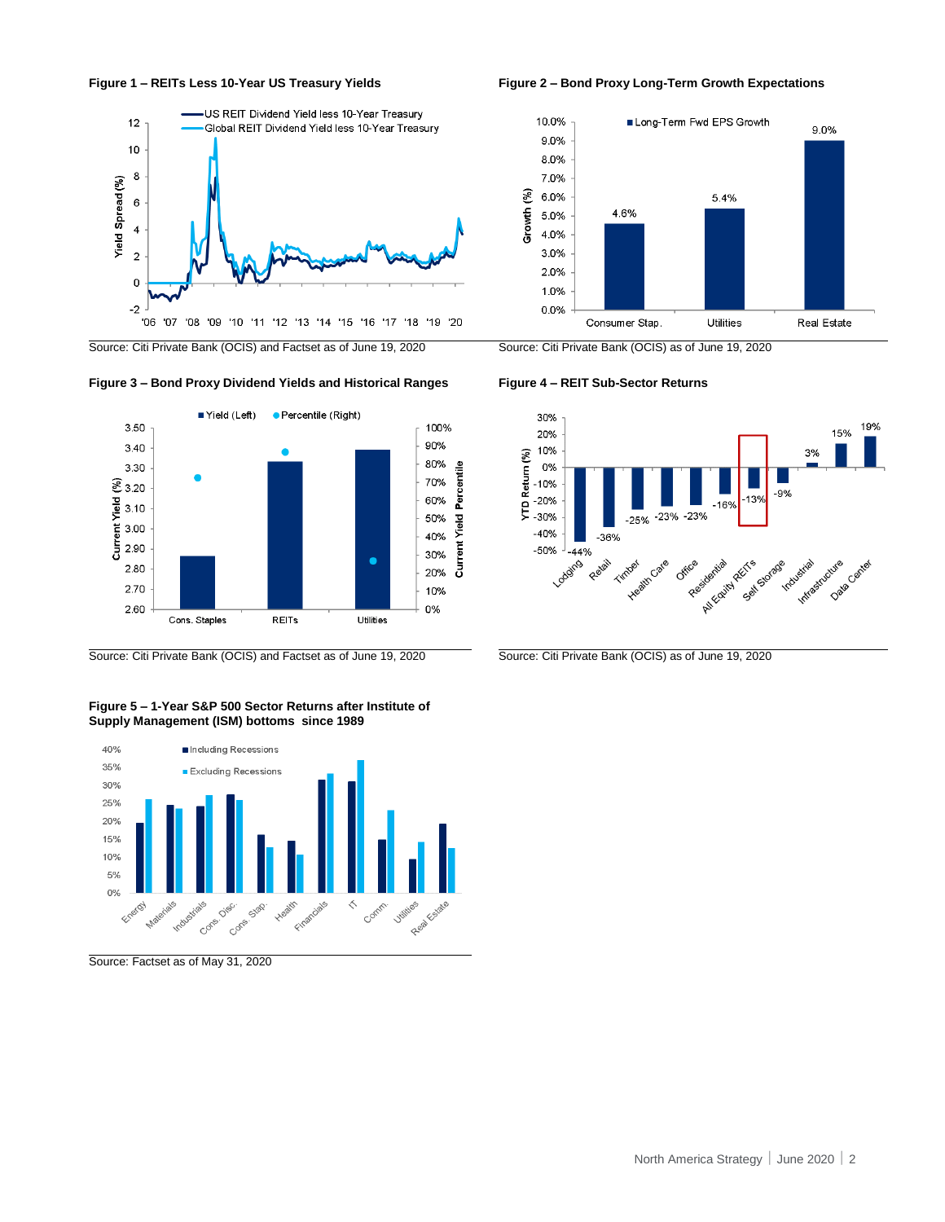**Figure 1 – REITs Less 10-Year US Treasury Yields**

Source: Citi Private Bank (OCIS) and Factset as of June 19, 2020

**Figure 2 – Bond Proxy Long-Term Growth Expectations**

| | Long-Term Fwd EPS Growth |
|---|---|
| Consumer Stap. | 4.6% |
| Utilities | 5.4% |
| Real Estate | 9.0% |

Source: Citi Private Bank (OCIS) as of June 19, 2020

**Figure 3 – Bond Proxy Dividend Yields and Historical Ranges**

Source: Citi Private Bank (OCIS) and Factset as of June 19, 2020

**Figure 4 – REIT Sub-Sector Returns**

| Sub-Sector | YTD Return (%) |
|---|---|
| Lodging | -44% |
| Retail | -36% |
| Timber | -25% |
| Health Care | -23% |
| Office | -23% |
| Residential | -16% |
| All Equity REITs | -13% |
| Self Storage | -9% |
| Industrial | 3% |
| Infrastructure | 15% |
| Data Center | 19% |

Source: Citi Private Bank (OCIS) as of June 19, 2020

**Figure 5 – 1-Year S&P 500 Sector Returns after Institute of Supply Management (ISM) bottoms since 1989**

Source: Factset as of May 31, 2020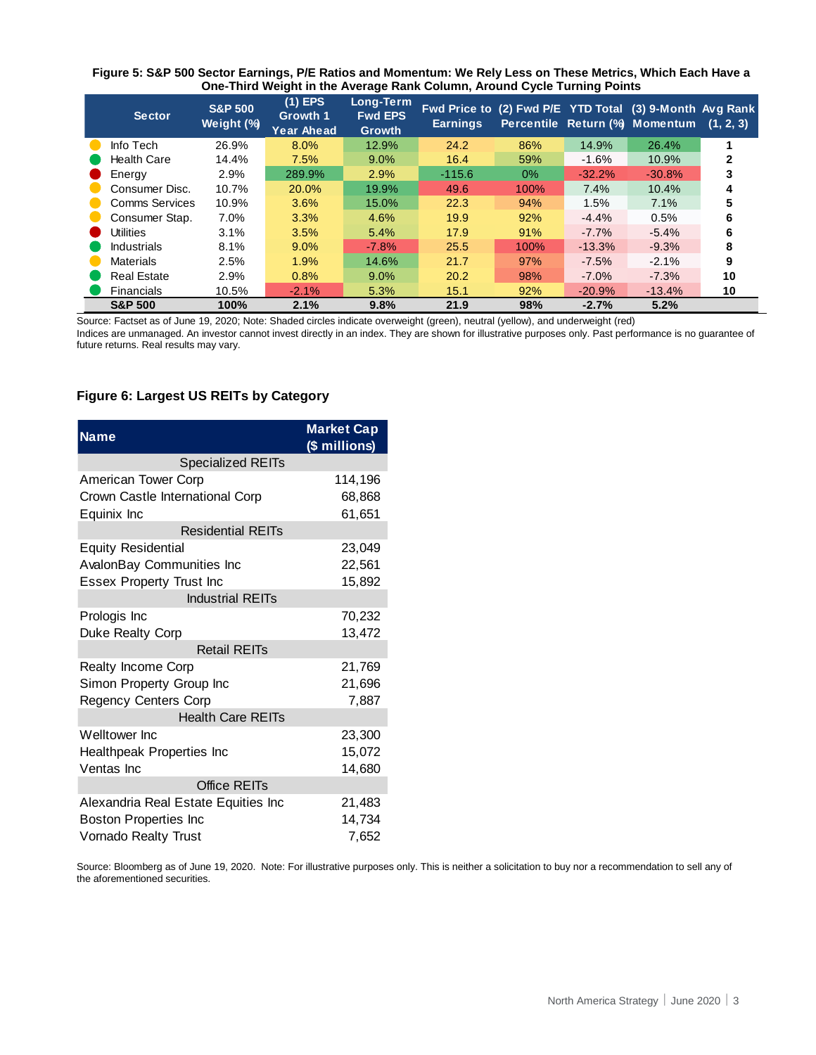**Figure 5: S&P 500 Sector Earnings, P/E Ratios and Momentum: We Rely Less on These Metrics, Which Each Have a One-Third Weight in the Average Rank Column, Around Cycle Turning Points**

| Sector | S&P 500 Weight (%) | (1) EPS Growth 1 Year Ahead | Long-Term Fwd EPS Growth | Fwd Price to Earnings | (2) Fwd P/E Percentile | YTD Total Return (%) | (3) 9-Month Momentum | Avg Rank (1, 2, 3) |
|---|---|---|---|---|---|---|---|---|
| Info Tech | 26.9% | 8.0% | 12.9% | 24.2 | 86% | 14.9% | 26.4% | 1 |
| Health Care | 14.4% | 7.5% | 9.0% | 16.4 | 59% | -1.6% | 10.9% | 2 |
| Energy | 2.9% | 289.9% | 2.9% | -115.6 | 0% | -32.2% | -30.8% | 3 |
| Consumer Disc. | 10.7% | 20.0% | 19.9% | 49.6 | 100% | 7.4% | 10.4% | 4 |
| Comms Services | 10.9% | 3.6% | 15.0% | 22.3 | 94% | 1.5% | 7.1% | 5 |
| Consumer Stap. | 7.0% | 3.3% | 4.6% | 19.9 | 92% | -4.4% | 0.5% | 6 |
| Utilities | 3.1% | 3.5% | 5.4% | 17.9 | 91% | -7.7% | -5.4% | 6 |
| Industrials | 8.1% | 9.0% | -7.8% | 25.5 | 100% | -13.3% | -9.3% | 8 |
| Materials | 2.5% | 1.9% | 14.6% | 21.7 | 97% | -7.5% | -2.1% | 9 |
| Real Estate | 2.9% | 0.8% | 9.0% | 20.2 | 98% | -7.0% | -7.3% | 10 |
| Financials | 10.5% | -2.1% | 5.3% | 15.1 | 92% | -20.9% | -13.4% | 10 |
| **S&P 500** | **100%** | **2.1%** | **9.8%** | **21.9** | **98%** | **-2.7%** | **5.2%** | |

Source: Factset as of June 19, 2020; Note: Shaded circles indicate overweight (green), neutral (yellow), and underweight (red)
Indices are unmanaged. An investor cannot invest directly in an index. They are shown for illustrative purposes only. Past performance is no guarantee of future returns. Real results may vary.

**Figure 6: Largest US REITs by Category**

| Name | Market Cap ($ millions) |
|---|---|
| **Specialized REITs** | |
| American Tower Corp | 114,196 |
| Crown Castle International Corp | 68,868 |
| Equinix Inc | 61,651 |
| **Residential REITs** | |
| Equity Residential | 23,049 |
| AvalonBay Communities Inc | 22,561 |
| Essex Property Trust Inc | 15,892 |
| **Industrial REITs** | |
| Prologis Inc | 70,232 |
| Duke Realty Corp | 13,472 |
| **Retail REITs** | |
| Realty Income Corp | 21,769 |
| Simon Property Group Inc | 21,696 |
| Regency Centers Corp | 7,887 |
| **Health Care REITs** | |
| Welltower Inc | 23,300 |
| Healthpeak Properties Inc | 15,072 |
| Ventas Inc | 14,680 |
| **Office REITs** | |
| Alexandria Real Estate Equities Inc | 21,483 |
| Boston Properties Inc | 14,734 |
| Vornado Realty Trust | 7,652 |

Source: Bloomberg as of June 19, 2020. Note: For illustrative purposes only. This is neither a solicitation to buy nor a recommendation to sell any of the aforementioned securities.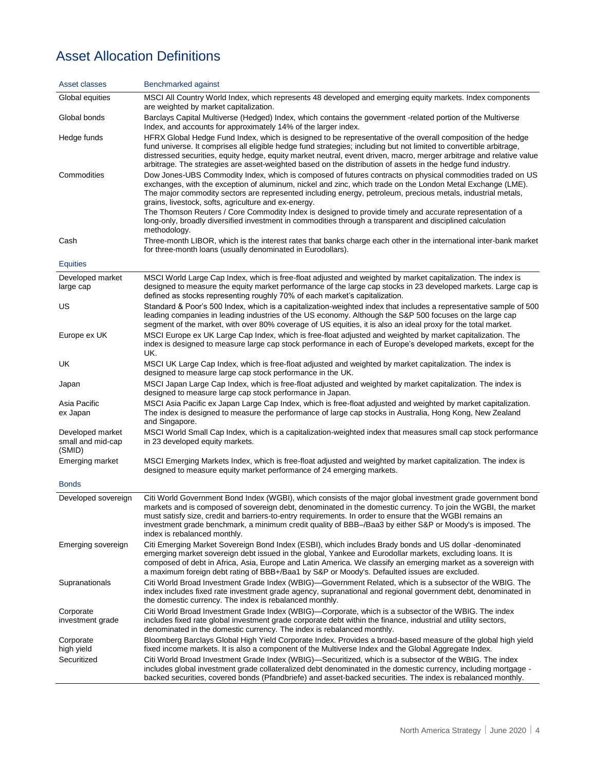# Asset Allocation Definitions

| Asset classes | Benchmarked against |
| --- | --- |
| Global equities | MSCI All Country World Index, which represents 48 developed and emerging equity markets. Index components are weighted by market capitalization. |
| Global bonds | Barclays Capital Multiverse (Hedged) Index, which contains the government -related portion of the Multiverse Index, and accounts for approximately 14% of the larger index. |
| Hedge funds | HFRX Global Hedge Fund Index, which is designed to be representative of the overall composition of the hedge fund universe. It comprises all eligible hedge fund strategies; including but not limited to convertible arbitrage, distressed securities, equity hedge, equity market neutral, event driven, macro, merger arbitrage and relative value arbitrage. The strategies are asset-weighted based on the distribution of assets in the hedge fund industry. |
| Commodities | Dow Jones-UBS Commodity Index, which is composed of futures contracts on physical commodities traded on US exchanges, with the exception of aluminum, nickel and zinc, which trade on the London Metal Exchange (LME). The major commodity sectors are represented including energy, petroleum, precious metals, industrial metals, grains, livestock, softs, agriculture and ex-energy. The Thomson Reuters / Core Commodity Index is designed to provide timely and accurate representation of a long-only, broadly diversified investment in commodities through a transparent and disciplined calculation methodology. |
| Cash | Three-month LIBOR, which is the interest rates that banks charge each other in the international inter-bank market for three-month loans (usually denominated in Eurodollars). |
| **Equities** | |
| Developed market large cap | MSCI World Large Cap Index, which is free-float adjusted and weighted by market capitalization. The index is designed to measure the equity market performance of the large cap stocks in 23 developed markets. Large cap is defined as stocks representing roughly 70% of each market's capitalization. |
| US | Standard & Poor's 500 Index, which is a capitalization-weighted index that includes a representative sample of 500 leading companies in leading industries of the US economy. Although the S&P 500 focuses on the large cap segment of the market, with over 80% coverage of US equities, it is also an ideal proxy for the total market. |
| Europe ex UK | MSCI Europe ex UK Large Cap Index, which is free-float adjusted and weighted by market capitalization. The index is designed to measure large cap stock performance in each of Europe's developed markets, except for the UK. |
| UK | MSCI UK Large Cap Index, which is free-float adjusted and weighted by market capitalization. The index is designed to measure large cap stock performance in the UK. |
| Japan | MSCI Japan Large Cap Index, which is free-float adjusted and weighted by market capitalization. The index is designed to measure large cap stock performance in Japan. |
| Asia Pacific ex Japan | MSCI Asia Pacific ex Japan Large Cap Index, which is free-float adjusted and weighted by market capitalization. The index is designed to measure the performance of large cap stocks in Australia, Hong Kong, New Zealand and Singapore. |
| Developed market small and mid-cap (SMID) | MSCI World Small Cap Index, which is a capitalization-weighted index that measures small cap stock performance in 23 developed equity markets. |
| Emerging market | MSCI Emerging Markets Index, which is free-float adjusted and weighted by market capitalization. The index is designed to measure equity market performance of 24 emerging markets. |
| **Bonds** | |
| Developed sovereign | Citi World Government Bond Index (WGBI), which consists of the major global investment grade government bond markets and is composed of sovereign debt, denominated in the domestic currency. To join the WGBI, the market must satisfy size, credit and barriers-to-entry requirements. In order to ensure that the WGBI remains an investment grade benchmark, a minimum credit quality of BBB–/Baa3 by either S&P or Moody's is imposed. The index is rebalanced monthly. |
| Emerging sovereign | Citi Emerging Market Sovereign Bond Index (ESBI), which includes Brady bonds and US dollar -denominated emerging market sovereign debt issued in the global, Yankee and Eurodollar markets, excluding loans. It is composed of debt in Africa, Asia, Europe and Latin America. We classify an emerging market as a sovereign with a maximum foreign debt rating of BBB+/Baa1 by S&P or Moody's. Defaulted issues are excluded. |
| Supranationals | Citi World Broad Investment Grade Index (WBIG)—Government Related, which is a subsector of the WBIG. The index includes fixed rate investment grade agency, supranational and regional government debt, denominated in the domestic currency. The index is rebalanced monthly. |
| Corporate investment grade | Citi World Broad Investment Grade Index (WBIG)—Corporate, which is a subsector of the WBIG. The index includes fixed rate global investment grade corporate debt within the finance, industrial and utility sectors, denominated in the domestic currency. The index is rebalanced monthly. |
| Corporate high yield | Bloomberg Barclays Global High Yield Corporate Index. Provides a broad-based measure of the global high yield fixed income markets. It is also a component of the Multiverse Index and the Global Aggregate Index. |
| Securitized | Citi World Broad Investment Grade Index (WBIG)—Securitized, which is a subsector of the WBIG. The index includes global investment grade collateralized debt denominated in the domestic currency, including mortgage - backed securities, covered bonds (Pfandbriefe) and asset-backed securities. The index is rebalanced monthly. |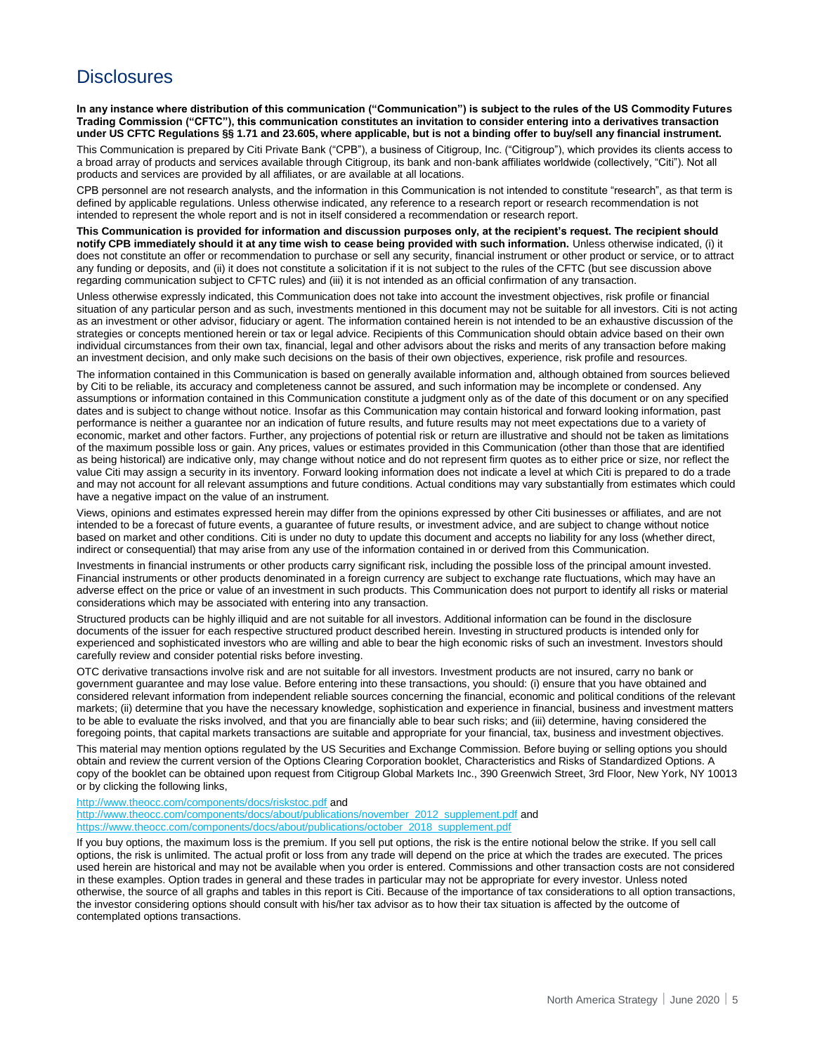# Disclosures

**In any instance where distribution of this communication ("Communication") is subject to the rules of the US Commodity Futures Trading Commission ("CFTC"), this communication constitutes an invitation to consider entering into a derivatives transaction under US CFTC Regulations §§ 1.71 and 23.605, where applicable, but is not a binding offer to buy/sell any financial instrument.**

This Communication is prepared by Citi Private Bank ("CPB"), a business of Citigroup, Inc. ("Citigroup"), which provides its clients access to a broad array of products and services available through Citigroup, its bank and non-bank affiliates worldwide (collectively, "Citi"). Not all products and services are provided by all affiliates, or are available at all locations.

CPB personnel are not research analysts, and the information in this Communication is not intended to constitute "research", as that term is defined by applicable regulations. Unless otherwise indicated, any reference to a research report or research recommendation is not intended to represent the whole report and is not in itself considered a recommendation or research report.

**This Communication is provided for information and discussion purposes only, at the recipient's request. The recipient should notify CPB immediately should it at any time wish to cease being provided with such information.** Unless otherwise indicated, (i) it does not constitute an offer or recommendation to purchase or sell any security, financial instrument or other product or service, or to attract any funding or deposits, and (ii) it does not constitute a solicitation if it is not subject to the rules of the CFTC (but see discussion above regarding communication subject to CFTC rules) and (iii) it is not intended as an official confirmation of any transaction.

Unless otherwise expressly indicated, this Communication does not take into account the investment objectives, risk profile or financial situation of any particular person and as such, investments mentioned in this document may not be suitable for all investors. Citi is not acting as an investment or other advisor, fiduciary or agent. The information contained herein is not intended to be an exhaustive discussion of the strategies or concepts mentioned herein or tax or legal advice. Recipients of this Communication should obtain advice based on their own individual circumstances from their own tax, financial, legal and other advisors about the risks and merits of any transaction before making an investment decision, and only make such decisions on the basis of their own objectives, experience, risk profile and resources.

The information contained in this Communication is based on generally available information and, although obtained from sources believed by Citi to be reliable, its accuracy and completeness cannot be assured, and such information may be incomplete or condensed. Any assumptions or information contained in this Communication constitute a judgment only as of the date of this document or on any specified dates and is subject to change without notice. Insofar as this Communication may contain historical and forward looking information, past performance is neither a guarantee nor an indication of future results, and future results may not meet expectations due to a variety of economic, market and other factors. Further, any projections of potential risk or return are illustrative and should not be taken as limitations of the maximum possible loss or gain. Any prices, values or estimates provided in this Communication (other than those that are identified as being historical) are indicative only, may change without notice and do not represent firm quotes as to either price or size, nor reflect the value Citi may assign a security in its inventory. Forward looking information does not indicate a level at which Citi is prepared to do a trade and may not account for all relevant assumptions and future conditions. Actual conditions may vary substantially from estimates which could have a negative impact on the value of an instrument.

Views, opinions and estimates expressed herein may differ from the opinions expressed by other Citi businesses or affiliates, and are not intended to be a forecast of future events, a guarantee of future results, or investment advice, and are subject to change without notice based on market and other conditions. Citi is under no duty to update this document and accepts no liability for any loss (whether direct, indirect or consequential) that may arise from any use of the information contained in or derived from this Communication.

Investments in financial instruments or other products carry significant risk, including the possible loss of the principal amount invested. Financial instruments or other products denominated in a foreign currency are subject to exchange rate fluctuations, which may have an adverse effect on the price or value of an investment in such products. This Communication does not purport to identify all risks or material considerations which may be associated with entering into any transaction.

Structured products can be highly illiquid and are not suitable for all investors. Additional information can be found in the disclosure documents of the issuer for each respective structured product described herein. Investing in structured products is intended only for experienced and sophisticated investors who are willing and able to bear the high economic risks of such an investment. Investors should carefully review and consider potential risks before investing.

OTC derivative transactions involve risk and are not suitable for all investors. Investment products are not insured, carry no bank or government guarantee and may lose value. Before entering into these transactions, you should: (i) ensure that you have obtained and considered relevant information from independent reliable sources concerning the financial, economic and political conditions of the relevant markets; (ii) determine that you have the necessary knowledge, sophistication and experience in financial, business and investment matters to be able to evaluate the risks involved, and that you are financially able to bear such risks; and (iii) determine, having considered the foregoing points, that capital markets transactions are suitable and appropriate for your financial, tax, business and investment objectives.

This material may mention options regulated by the US Securities and Exchange Commission. Before buying or selling options you should obtain and review the current version of the Options Clearing Corporation booklet, Characteristics and Risks of Standardized Options. A copy of the booklet can be obtained upon request from Citigroup Global Markets Inc., 390 Greenwich Street, 3rd Floor, New York, NY 10013 or by clicking the following links,

http://www.theocc.com/components/docs/riskstoc.pdf and
http://www.theocc.com/components/docs/about/publications/november_2012_supplement.pdf and
https://www.theocc.com/components/docs/about/publications/october_2018_supplement.pdf

If you buy options, the maximum loss is the premium. If you sell put options, the risk is the entire notional below the strike. If you sell call options, the risk is unlimited. The actual profit or loss from any trade will depend on the price at which the trades are executed. The prices used herein are historical and may not be available when you order is entered. Commissions and other transaction costs are not considered in these examples. Option trades in general and these trades in particular may not be appropriate for every investor. Unless noted otherwise, the source of all graphs and tables in this report is Citi. Because of the importance of tax considerations to all option transactions, the investor considering options should consult with his/her tax advisor as to how their tax situation is affected by the outcome of contemplated options transactions.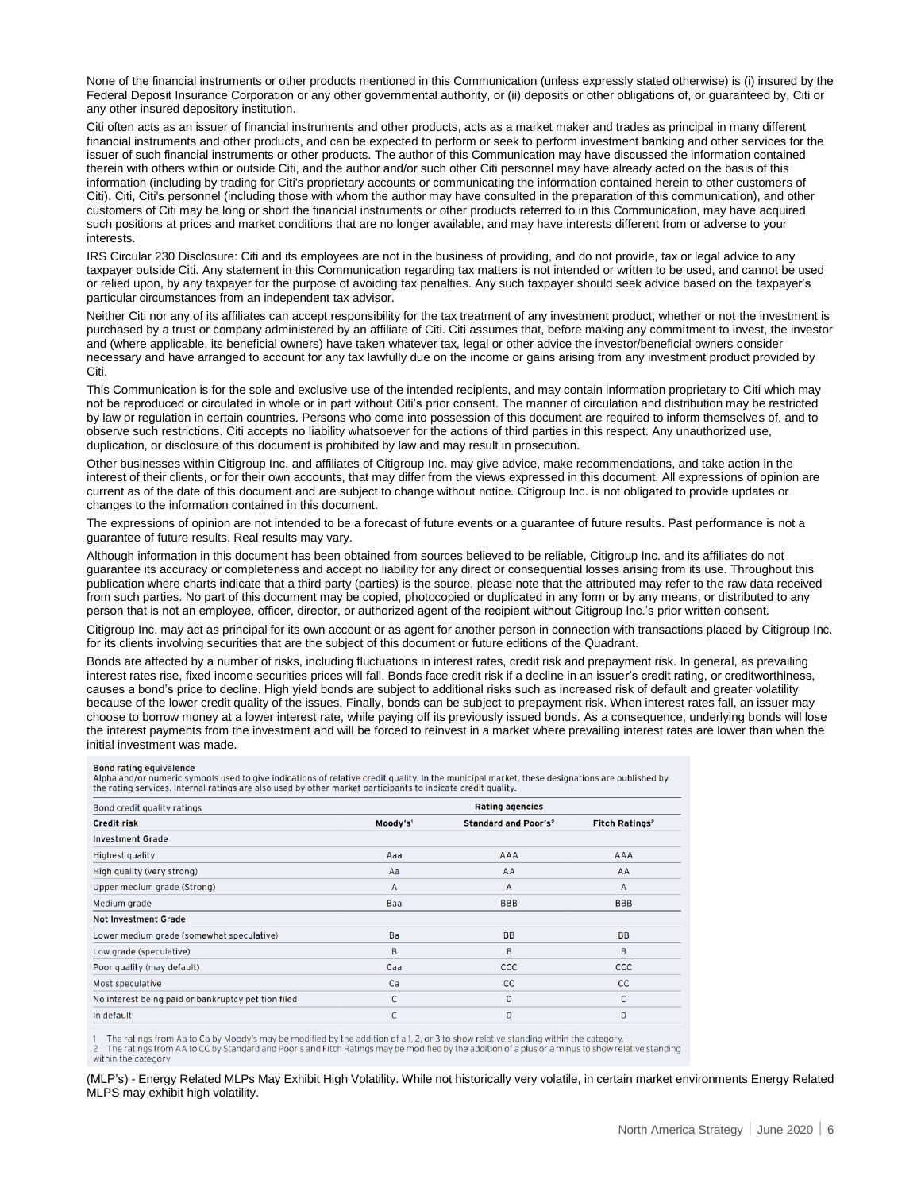None of the financial instruments or other products mentioned in this Communication (unless expressly stated otherwise) is (i) insured by the Federal Deposit Insurance Corporation or any other governmental authority, or (ii) deposits or other obligations of, or guaranteed by, Citi or any other insured depository institution.

Citi often acts as an issuer of financial instruments and other products, acts as a market maker and trades as principal in many different financial instruments and other products, and can be expected to perform or seek to perform investment banking and other services for the issuer of such financial instruments or other products. The author of this Communication may have discussed the information contained therein with others within or outside Citi, and the author and/or such other Citi personnel may have already acted on the basis of this information (including by trading for Citi's proprietary accounts or communicating the information contained herein to other customers of Citi). Citi, Citi's personnel (including those with whom the author may have consulted in the preparation of this communication), and other customers of Citi may be long or short the financial instruments or other products referred to in this Communication, may have acquired such positions at prices and market conditions that are no longer available, and may have interests different from or adverse to your interests.

IRS Circular 230 Disclosure: Citi and its employees are not in the business of providing, and do not provide, tax or legal advice to any taxpayer outside Citi. Any statement in this Communication regarding tax matters is not intended or written to be used, and cannot be used or relied upon, by any taxpayer for the purpose of avoiding tax penalties. Any such taxpayer should seek advice based on the taxpayer's particular circumstances from an independent tax advisor.

Neither Citi nor any of its affiliates can accept responsibility for the tax treatment of any investment product, whether or not the investment is purchased by a trust or company administered by an affiliate of Citi. Citi assumes that, before making any commitment to invest, the investor and (where applicable, its beneficial owners) have taken whatever tax, legal or other advice the investor/beneficial owners consider necessary and have arranged to account for any tax lawfully due on the income or gains arising from any investment product provided by Citi.

This Communication is for the sole and exclusive use of the intended recipients, and may contain information proprietary to Citi which may not be reproduced or circulated in whole or in part without Citi's prior consent. The manner of circulation and distribution may be restricted by law or regulation in certain countries. Persons who come into possession of this document are required to inform themselves of, and to observe such restrictions. Citi accepts no liability whatsoever for the actions of third parties in this respect. Any unauthorized use, duplication, or disclosure of this document is prohibited by law and may result in prosecution.

Other businesses within Citigroup Inc. and affiliates of Citigroup Inc. may give advice, make recommendations, and take action in the interest of their clients, or for their own accounts, that may differ from the views expressed in this document. All expressions of opinion are current as of the date of this document and are subject to change without notice. Citigroup Inc. is not obligated to provide updates or changes to the information contained in this document.

The expressions of opinion are not intended to be a forecast of future events or a guarantee of future results. Past performance is not a guarantee of future results. Real results may vary.

Although information in this document has been obtained from sources believed to be reliable, Citigroup Inc. and its affiliates do not guarantee its accuracy or completeness and accept no liability for any direct or consequential losses arising from its use. Throughout this publication where charts indicate that a third party (parties) is the source, please note that the attributed may refer to the raw data received from such parties. No part of this document may be copied, photocopied or duplicated in any form or by any means, or distributed to any person that is not an employee, officer, director, or authorized agent of the recipient without Citigroup Inc.'s prior written consent.

Citigroup Inc. may act as principal for its own account or as agent for another person in connection with transactions placed by Citigroup Inc. for its clients involving securities that are the subject of this document or future editions of the Quadrant.

Bonds are affected by a number of risks, including fluctuations in interest rates, credit risk and prepayment risk. In general, as prevailing interest rates rise, fixed income securities prices will fall. Bonds face credit risk if a decline in an issuer's credit rating, or creditworthiness, causes a bond's price to decline. High yield bonds are subject to additional risks such as increased risk of default and greater volatility because of the lower credit quality of the issues. Finally, bonds can be subject to prepayment risk. When interest rates fall, an issuer may choose to borrow money at a lower interest rate, while paying off its previously issued bonds. As a consequence, underlying bonds will lose the interest payments from the investment and will be forced to reinvest in a market where prevailing interest rates are lower than when the initial investment was made.

**Bond rating equivalence**

Alpha and/or numeric symbols used to give indications of relative credit quality. In the municipal market, these designations are published by the rating services. Internal ratings are also used by other market participants to indicate credit quality.

| Bond credit quality ratings | Rating agencies | | |
|---|---|---|---|
| **Credit risk** | **Moody's[1]** | **Standard and Poor's[2]** | **Fitch Ratings[2]** |
| **Investment Grade** | | | |
| Highest quality | Aaa | AAA | AAA |
| High quality (very strong) | Aa | AA | AA |
| Upper medium grade (Strong) | A | A | A |
| Medium grade | Baa | BBB | BBB |
| **Not Investment Grade** | | | |
| Lower medium grade (somewhat speculative) | Ba | BB | BB |
| Low grade (speculative) | B | B | B |
| Poor quality (may default) | Caa | CCC | CCC |
| Most speculative | Ca | CC | CC |
| No interest being paid or bankruptcy petition filed | C | D | C |
| In default | C | D | D |

1 The ratings from Aa to Ca by Moody's may be modified by the addition of a 1, 2, or 3 to show relative standing within the category.
2 The ratings from AA to CC by Standard and Poor's and Fitch Ratings may be modified by the addition of a plus or a minus to show relative standing within the category.

(MLP's) - Energy Related MLPs May Exhibit High Volatility. While not historically very volatile, in certain market environments Energy Related MLPS may exhibit high volatility.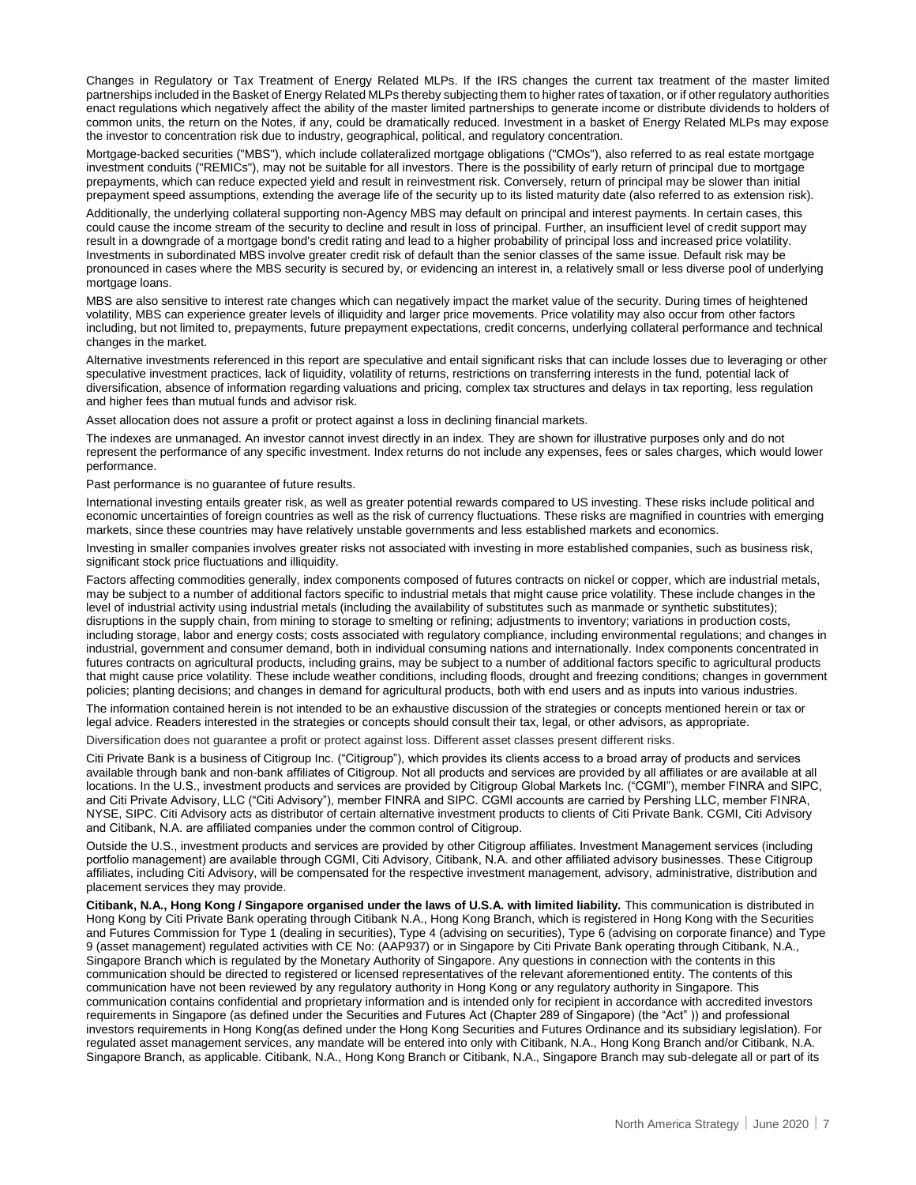Changes in Regulatory or Tax Treatment of Energy Related MLPs. If the IRS changes the current tax treatment of the master limited partnerships included in the Basket of Energy Related MLPs thereby subjecting them to higher rates of taxation, or if other regulatory authorities enact regulations which negatively affect the ability of the master limited partnerships to generate income or distribute dividends to holders of common units, the return on the Notes, if any, could be dramatically reduced. Investment in a basket of Energy Related MLPs may expose the investor to concentration risk due to industry, geographical, political, and regulatory concentration.

Mortgage-backed securities ("MBS"), which include collateralized mortgage obligations ("CMOs"), also referred to as real estate mortgage investment conduits ("REMICs"), may not be suitable for all investors. There is the possibility of early return of principal due to mortgage prepayments, which can reduce expected yield and result in reinvestment risk. Conversely, return of principal may be slower than initial prepayment speed assumptions, extending the average life of the security up to its listed maturity date (also referred to as extension risk).

Additionally, the underlying collateral supporting non-Agency MBS may default on principal and interest payments. In certain cases, this could cause the income stream of the security to decline and result in loss of principal. Further, an insufficient level of credit support may result in a downgrade of a mortgage bond's credit rating and lead to a higher probability of principal loss and increased price volatility. Investments in subordinated MBS involve greater credit risk of default than the senior classes of the same issue. Default risk may be pronounced in cases where the MBS security is secured by, or evidencing an interest in, a relatively small or less diverse pool of underlying mortgage loans.

MBS are also sensitive to interest rate changes which can negatively impact the market value of the security. During times of heightened volatility, MBS can experience greater levels of illiquidity and larger price movements. Price volatility may also occur from other factors including, but not limited to, prepayments, future prepayment expectations, credit concerns, underlying collateral performance and technical changes in the market.

Alternative investments referenced in this report are speculative and entail significant risks that can include losses due to leveraging or other speculative investment practices, lack of liquidity, volatility of returns, restrictions on transferring interests in the fund, potential lack of diversification, absence of information regarding valuations and pricing, complex tax structures and delays in tax reporting, less regulation and higher fees than mutual funds and advisor risk.

Asset allocation does not assure a profit or protect against a loss in declining financial markets.

The indexes are unmanaged. An investor cannot invest directly in an index. They are shown for illustrative purposes only and do not represent the performance of any specific investment. Index returns do not include any expenses, fees or sales charges, which would lower performance.

Past performance is no guarantee of future results.

International investing entails greater risk, as well as greater potential rewards compared to US investing. These risks include political and economic uncertainties of foreign countries as well as the risk of currency fluctuations. These risks are magnified in countries with emerging markets, since these countries may have relatively unstable governments and less established markets and economics.

Investing in smaller companies involves greater risks not associated with investing in more established companies, such as business risk, significant stock price fluctuations and illiquidity.

Factors affecting commodities generally, index components composed of futures contracts on nickel or copper, which are industrial metals, may be subject to a number of additional factors specific to industrial metals that might cause price volatility. These include changes in the level of industrial activity using industrial metals (including the availability of substitutes such as manmade or synthetic substitutes); disruptions in the supply chain, from mining to storage to smelting or refining; adjustments to inventory; variations in production costs, including storage, labor and energy costs; costs associated with regulatory compliance, including environmental regulations; and changes in industrial, government and consumer demand, both in individual consuming nations and internationally. Index components concentrated in futures contracts on agricultural products, including grains, may be subject to a number of additional factors specific to agricultural products that might cause price volatility. These include weather conditions, including floods, drought and freezing conditions; changes in government policies; planting decisions; and changes in demand for agricultural products, both with end users and as inputs into various industries.

The information contained herein is not intended to be an exhaustive discussion of the strategies or concepts mentioned herein or tax or legal advice. Readers interested in the strategies or concepts should consult their tax, legal, or other advisors, as appropriate.

Diversification does not guarantee a profit or protect against loss. Different asset classes present different risks.

Citi Private Bank is a business of Citigroup Inc. ("Citigroup"), which provides its clients access to a broad array of products and services available through bank and non-bank affiliates of Citigroup. Not all products and services are provided by all affiliates or are available at all locations. In the U.S., investment products and services are provided by Citigroup Global Markets Inc. ("CGMI"), member FINRA and SIPC, and Citi Private Advisory, LLC ("Citi Advisory"), member FINRA and SIPC. CGMI accounts are carried by Pershing LLC, member FINRA, NYSE, SIPC. Citi Advisory acts as distributor of certain alternative investment products to clients of Citi Private Bank. CGMI, Citi Advisory and Citibank, N.A. are affiliated companies under the common control of Citigroup.

Outside the U.S., investment products and services are provided by other Citigroup affiliates. Investment Management services (including portfolio management) are available through CGMI, Citi Advisory, Citibank, N.A. and other affiliated advisory businesses. These Citigroup affiliates, including Citi Advisory, will be compensated for the respective investment management, advisory, administrative, distribution and placement services they may provide.

**Citibank, N.A., Hong Kong / Singapore organised under the laws of U.S.A. with limited liability.** This communication is distributed in Hong Kong by Citi Private Bank operating through Citibank N.A., Hong Kong Branch, which is registered in Hong Kong with the Securities and Futures Commission for Type 1 (dealing in securities), Type 4 (advising on securities), Type 6 (advising on corporate finance) and Type 9 (asset management) regulated activities with CE No: (AAP937) or in Singapore by Citi Private Bank operating through Citibank, N.A., Singapore Branch which is regulated by the Monetary Authority of Singapore. Any questions in connection with the contents in this communication should be directed to registered or licensed representatives of the relevant aforementioned entity. The contents of this communication have not been reviewed by any regulatory authority in Hong Kong or any regulatory authority in Singapore. This communication contains confidential and proprietary information and is intended only for recipient in accordance with accredited investors requirements in Singapore (as defined under the Securities and Futures Act (Chapter 289 of Singapore) (the "Act" )) and professional investors requirements in Hong Kong(as defined under the Hong Kong Securities and Futures Ordinance and its subsidiary legislation). For regulated asset management services, any mandate will be entered into only with Citibank, N.A., Hong Kong Branch and/or Citibank, N.A. Singapore Branch, as applicable. Citibank, N.A., Hong Kong Branch or Citibank, N.A., Singapore Branch may sub-delegate all or part of its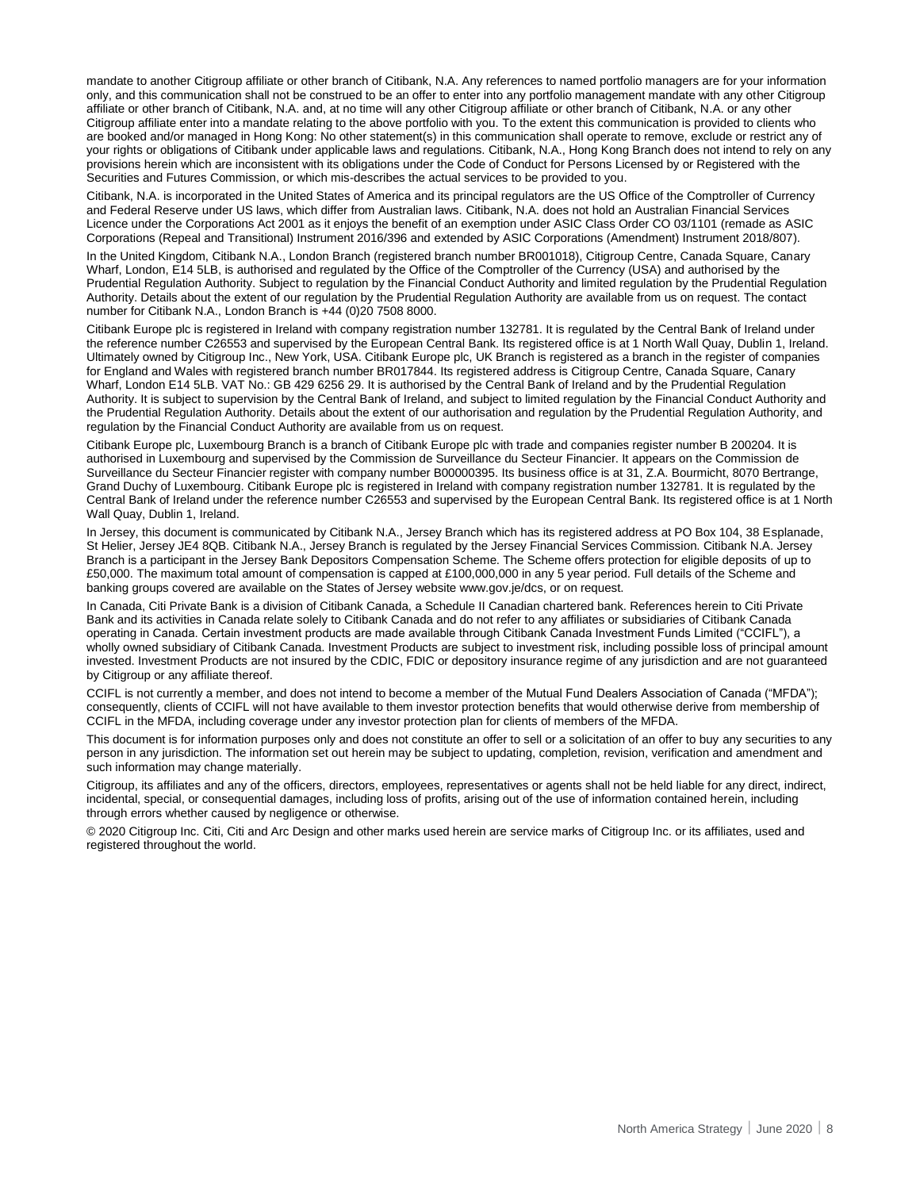mandate to another Citigroup affiliate or other branch of Citibank, N.A. Any references to named portfolio managers are for your information only, and this communication shall not be construed to be an offer to enter into any portfolio management mandate with any other Citigroup affiliate or other branch of Citibank, N.A. and, at no time will any other Citigroup affiliate or other branch of Citibank, N.A. or any other Citigroup affiliate enter into a mandate relating to the above portfolio with you. To the extent this communication is provided to clients who are booked and/or managed in Hong Kong: No other statement(s) in this communication shall operate to remove, exclude or restrict any of your rights or obligations of Citibank under applicable laws and regulations. Citibank, N.A., Hong Kong Branch does not intend to rely on any provisions herein which are inconsistent with its obligations under the Code of Conduct for Persons Licensed by or Registered with the Securities and Futures Commission, or which mis-describes the actual services to be provided to you.

Citibank, N.A. is incorporated in the United States of America and its principal regulators are the US Office of the Comptroller of Currency and Federal Reserve under US laws, which differ from Australian laws. Citibank, N.A. does not hold an Australian Financial Services Licence under the Corporations Act 2001 as it enjoys the benefit of an exemption under ASIC Class Order CO 03/1101 (remade as ASIC Corporations (Repeal and Transitional) Instrument 2016/396 and extended by ASIC Corporations (Amendment) Instrument 2018/807).

In the United Kingdom, Citibank N.A., London Branch (registered branch number BR001018), Citigroup Centre, Canada Square, Canary Wharf, London, E14 5LB, is authorised and regulated by the Office of the Comptroller of the Currency (USA) and authorised by the Prudential Regulation Authority. Subject to regulation by the Financial Conduct Authority and limited regulation by the Prudential Regulation Authority. Details about the extent of our regulation by the Prudential Regulation Authority are available from us on request. The contact number for Citibank N.A., London Branch is +44 (0)20 7508 8000.

Citibank Europe plc is registered in Ireland with company registration number 132781. It is regulated by the Central Bank of Ireland under the reference number C26553 and supervised by the European Central Bank. Its registered office is at 1 North Wall Quay, Dublin 1, Ireland. Ultimately owned by Citigroup Inc., New York, USA. Citibank Europe plc, UK Branch is registered as a branch in the register of companies for England and Wales with registered branch number BR017844. Its registered address is Citigroup Centre, Canada Square, Canary Wharf, London E14 5LB. VAT No.: GB 429 6256 29. It is authorised by the Central Bank of Ireland and by the Prudential Regulation Authority. It is subject to supervision by the Central Bank of Ireland, and subject to limited regulation by the Financial Conduct Authority and the Prudential Regulation Authority. Details about the extent of our authorisation and regulation by the Prudential Regulation Authority, and regulation by the Financial Conduct Authority are available from us on request.

Citibank Europe plc, Luxembourg Branch is a branch of Citibank Europe plc with trade and companies register number B 200204. It is authorised in Luxembourg and supervised by the Commission de Surveillance du Secteur Financier. It appears on the Commission de Surveillance du Secteur Financier register with company number B00000395. Its business office is at 31, Z.A. Bourmicht, 8070 Bertrange, Grand Duchy of Luxembourg. Citibank Europe plc is registered in Ireland with company registration number 132781. It is regulated by the Central Bank of Ireland under the reference number C26553 and supervised by the European Central Bank. Its registered office is at 1 North Wall Quay, Dublin 1, Ireland.

In Jersey, this document is communicated by Citibank N.A., Jersey Branch which has its registered address at PO Box 104, 38 Esplanade, St Helier, Jersey JE4 8QB. Citibank N.A., Jersey Branch is regulated by the Jersey Financial Services Commission. Citibank N.A. Jersey Branch is a participant in the Jersey Bank Depositors Compensation Scheme. The Scheme offers protection for eligible deposits of up to £50,000. The maximum total amount of compensation is capped at £100,000,000 in any 5 year period. Full details of the Scheme and banking groups covered are available on the States of Jersey website www.gov.je/dcs, or on request.

In Canada, Citi Private Bank is a division of Citibank Canada, a Schedule II Canadian chartered bank. References herein to Citi Private Bank and its activities in Canada relate solely to Citibank Canada and do not refer to any affiliates or subsidiaries of Citibank Canada operating in Canada. Certain investment products are made available through Citibank Canada Investment Funds Limited ("CCIFL"), a wholly owned subsidiary of Citibank Canada. Investment Products are subject to investment risk, including possible loss of principal amount invested. Investment Products are not insured by the CDIC, FDIC or depository insurance regime of any jurisdiction and are not guaranteed by Citigroup or any affiliate thereof.

CCIFL is not currently a member, and does not intend to become a member of the Mutual Fund Dealers Association of Canada ("MFDA"); consequently, clients of CCIFL will not have available to them investor protection benefits that would otherwise derive from membership of CCIFL in the MFDA, including coverage under any investor protection plan for clients of members of the MFDA.

This document is for information purposes only and does not constitute an offer to sell or a solicitation of an offer to buy any securities to any person in any jurisdiction. The information set out herein may be subject to updating, completion, revision, verification and amendment and such information may change materially.

Citigroup, its affiliates and any of the officers, directors, employees, representatives or agents shall not be held liable for any direct, indirect, incidental, special, or consequential damages, including loss of profits, arising out of the use of information contained herein, including through errors whether caused by negligence or otherwise.

© 2020 Citigroup Inc. Citi, Citi and Arc Design and other marks used herein are service marks of Citigroup Inc. or its affiliates, used and registered throughout the world.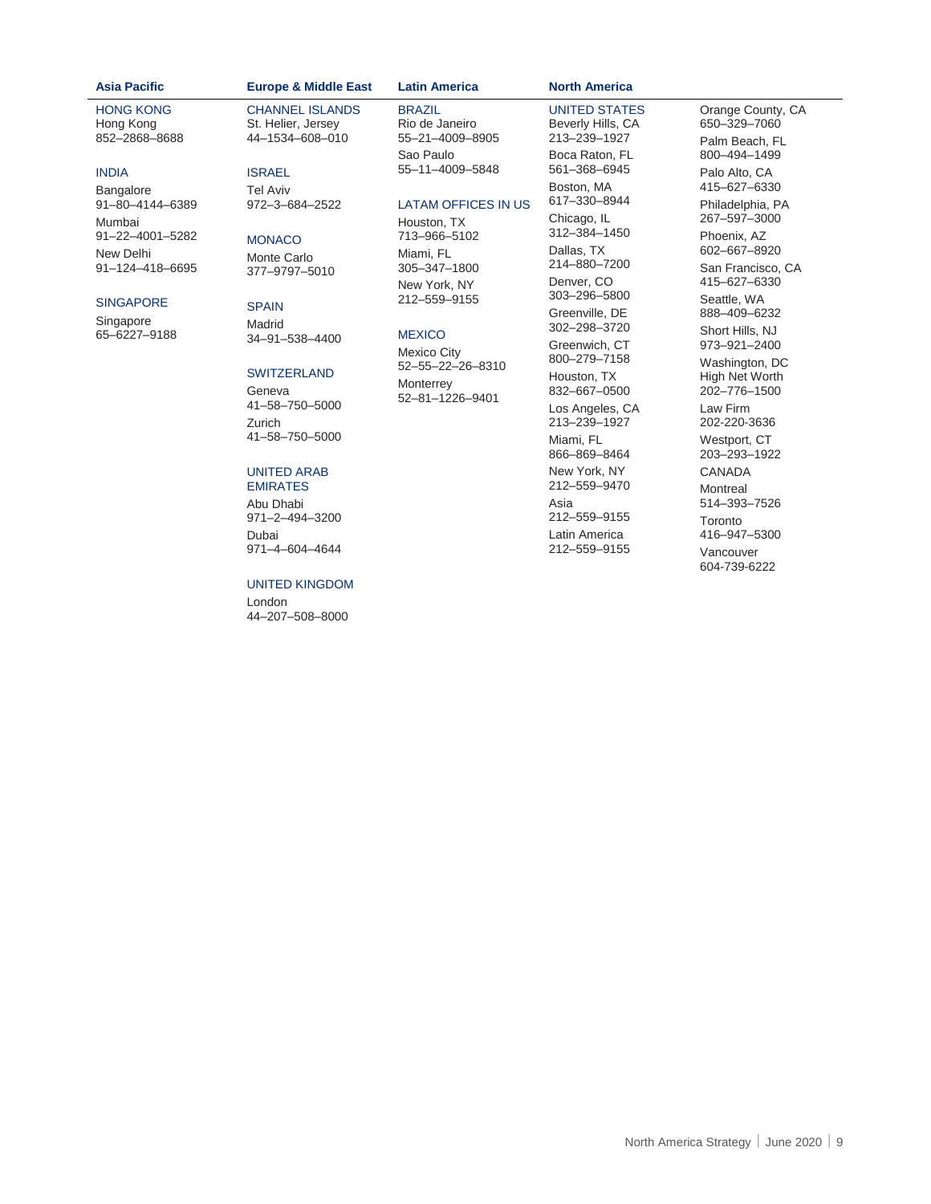## Asia Pacific

### HONG KONG
Hong Kong
852–2868–8688

### INDIA
Bangalore
91–80–4144–6389

Mumbai
91–22–4001–5282

New Delhi
91–124–418–6695

### SINGAPORE
Singapore
65–6227–9188

## Europe & Middle East

### CHANNEL ISLANDS
St. Helier, Jersey
44–1534–608–010

### ISRAEL
Tel Aviv
972–3–684–2522

### MONACO
Monte Carlo
377–9797–5010

### SPAIN
Madrid
34–91–538–4400

### SWITZERLAND
Geneva
41–58–750–5000

Zurich
41–58–750–5000

### UNITED ARAB EMIRATES
Abu Dhabi
971–2–494–3200

Dubai
971–4–604–4644

### UNITED KINGDOM
London
44–207–508–8000

## Latin America

### BRAZIL
Rio de Janeiro
55–21–4009–8905

Sao Paulo
55–11–4009–5848

### LATAM OFFICES IN US
Houston, TX
713–966–5102

Miami, FL
305–347–1800

New York, NY
212–559–9155

### MEXICO
Mexico City
52–55–22–26–8310

Monterrey
52–81–1226–9401

## North America

### UNITED STATES
Beverly Hills, CA
213–239–1927

Boca Raton, FL
561–368–6945

Boston, MA
617–330–8944

Chicago, IL
312–384–1450

Dallas, TX
214–880–7200

Denver, CO
303–296–5800

Greenville, DE
302–298–3720

Greenwich, CT
800–279–7158

Houston, TX
832–667–0500

Los Angeles, CA
213–239–1927

Miami, FL
866–869–8464

New York, NY
212–559–9470

Asia
212–559–9155

Latin America
212–559–9155

Orange County, CA
650–329–7060

Palm Beach, FL
800–494–1499

Palo Alto, CA
415–627–6330

Philadelphia, PA
267–597–3000

Phoenix, AZ
602–667–8920

San Francisco, CA
415–627–6330

Seattle, WA
888–409–6232

Short Hills, NJ
973–921–2400

Washington, DC
High Net Worth
202–776–1500

Law Firm
202-220-3636

Westport, CT
203–293–1922

CANADA

Montreal
514–393–7526

Toronto
416–947–5300

Vancouver
604-739-6222